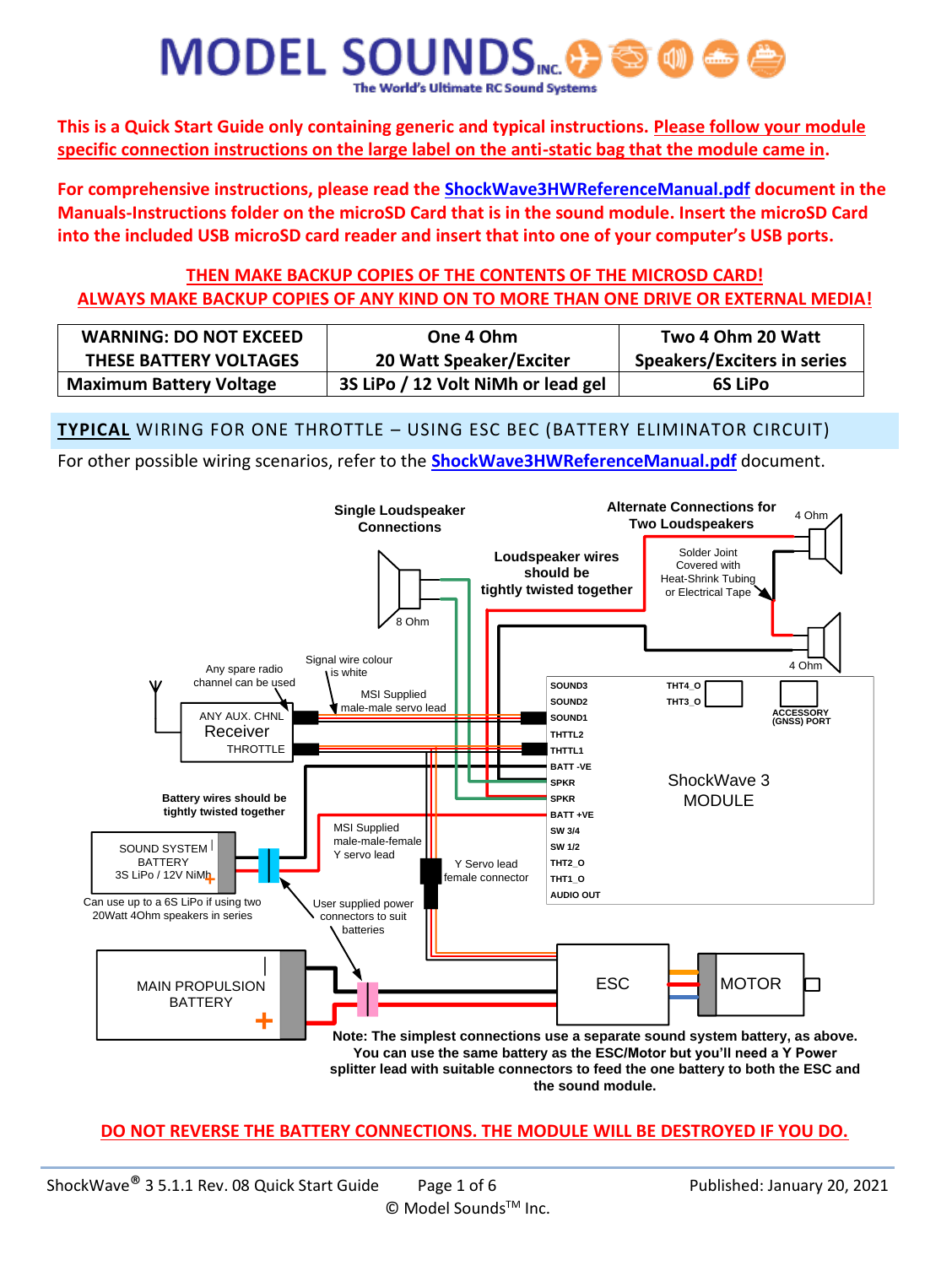# MODEL SOUNDS INC.

The World's Ultimate RC Sound Systems

**This is a Quick Start Guide only containing generic and typical instructions. Please follow your module specific connection instructions on the large label on the anti-static bag that the module came in.**

**For comprehensive instructions, please read the ShockWave3HWReferenceManual.pdf document in the Manuals-Instructions folder on the microSD Card that is in the sound module. Insert the microSD Card into the included USB microSD card reader and insert that into one of your computer's USB ports.**

**THEN MAKE BACKUP COPIES OF THE CONTENTS OF THE MICROSD CARD!**
**ALWAYS MAKE BACKUP COPIES OF ANY KIND ON TO MORE THAN ONE DRIVE OR EXTERNAL MEDIA!**

| WARNING: DO NOT EXCEED THESE BATTERY VOLTAGES | One 4 Ohm 20 Watt Speaker/Exciter | Two 4 Ohm 20 Watt Speakers/Exciters in series |
| --- | --- | --- |
| Maximum Battery Voltage | 3S LiPo / 12 Volt NiMh or lead gel | 6S LiPo |

## TYPICAL WIRING FOR ONE THROTTLE – USING ESC BEC (BATTERY ELIMINATOR CIRCUIT)

For other possible wiring scenarios, refer to the ShockWave3HWReferenceManual.pdf document.

Single Loudspeaker Connections

8 Ohm

Loudspeaker wires should be tightly twisted together

Alternate Connections for Two Loudspeakers

4 Ohm

Solder Joint Covered with Heat-Shrink Tubing or Electrical Tape

4 Ohm

Any spare radio channel can be used

Signal wire colour is white

MSI Supplied male-male servo lead

ANY AUX. CHNL Receiver THROTTLE

SOUND3, SOUND2, SOUND1, THTTL2, THTTL1, BATT -VE, SPKR, SPKR, BATT +VE, SW 3/4, SW 1/2, THT2_O, THT1_O, AUDIO OUT

THT4_O, THT3_O

ACCESSORY (GNSS) PORT

ShockWave 3 MODULE

Battery wires should be tightly twisted together

SOUND SYSTEM BATTERY 3S LiPo / 12V NiMh

Can use up to a 6S LiPo if using two 20Watt 4Ohm speakers in series

MSI Supplied male-male-female Y servo lead

Y Servo lead female connector

User supplied power connectors to suit batteries

MAIN PROPULSION BATTERY

ESC

MOTOR

**Note: The simplest connections use a separate sound system battery, as above. You can use the same battery as the ESC/Motor but you'll need a Y Power splitter lead with suitable connectors to feed the one battery to both the ESC and the sound module.**

**DO NOT REVERSE THE BATTERY CONNECTIONS. THE MODULE WILL BE DESTROYED IF YOU DO.**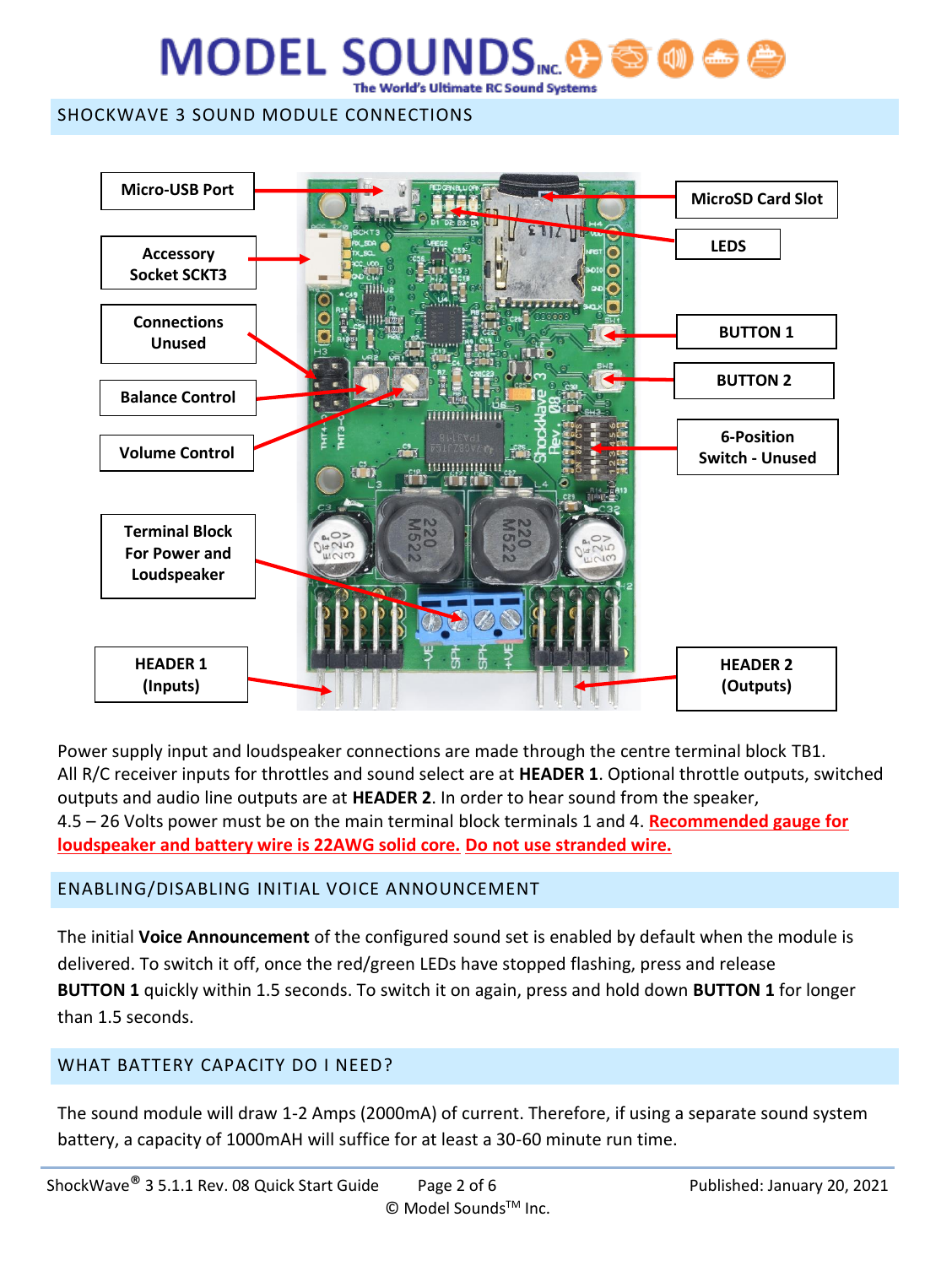## SHOCKWAVE 3 SOUND MODULE CONNECTIONS

Micro-USB Port

Accessory Socket SCKT3

Connections Unused

Balance Control

Volume Control

Terminal Block For Power and Loudspeaker

HEADER 1 (Inputs)

MicroSD Card Slot

LEDS

BUTTON 1

BUTTON 2

6-Position Switch - Unused

HEADER 2 (Outputs)

Power supply input and loudspeaker connections are made through the centre terminal block TB1. All R/C receiver inputs for throttles and sound select are at **HEADER 1**. Optional throttle outputs, switched outputs and audio line outputs are at **HEADER 2**. In order to hear sound from the speaker, 4.5 – 26 Volts power must be on the main terminal block terminals 1 and 4. **Recommended gauge for loudspeaker and battery wire is 22AWG solid core. Do not use stranded wire.**

## ENABLING/DISABLING INITIAL VOICE ANNOUNCEMENT

The initial **Voice Announcement** of the configured sound set is enabled by default when the module is delivered. To switch it off, once the red/green LEDs have stopped flashing, press and release **BUTTON 1** quickly within 1.5 seconds. To switch it on again, press and hold down **BUTTON 1** for longer than 1.5 seconds.

## WHAT BATTERY CAPACITY DO I NEED?

The sound module will draw 1-2 Amps (2000mA) of current. Therefore, if using a separate sound system battery, a capacity of 1000mAH will suffice for at least a 30-60 minute run time.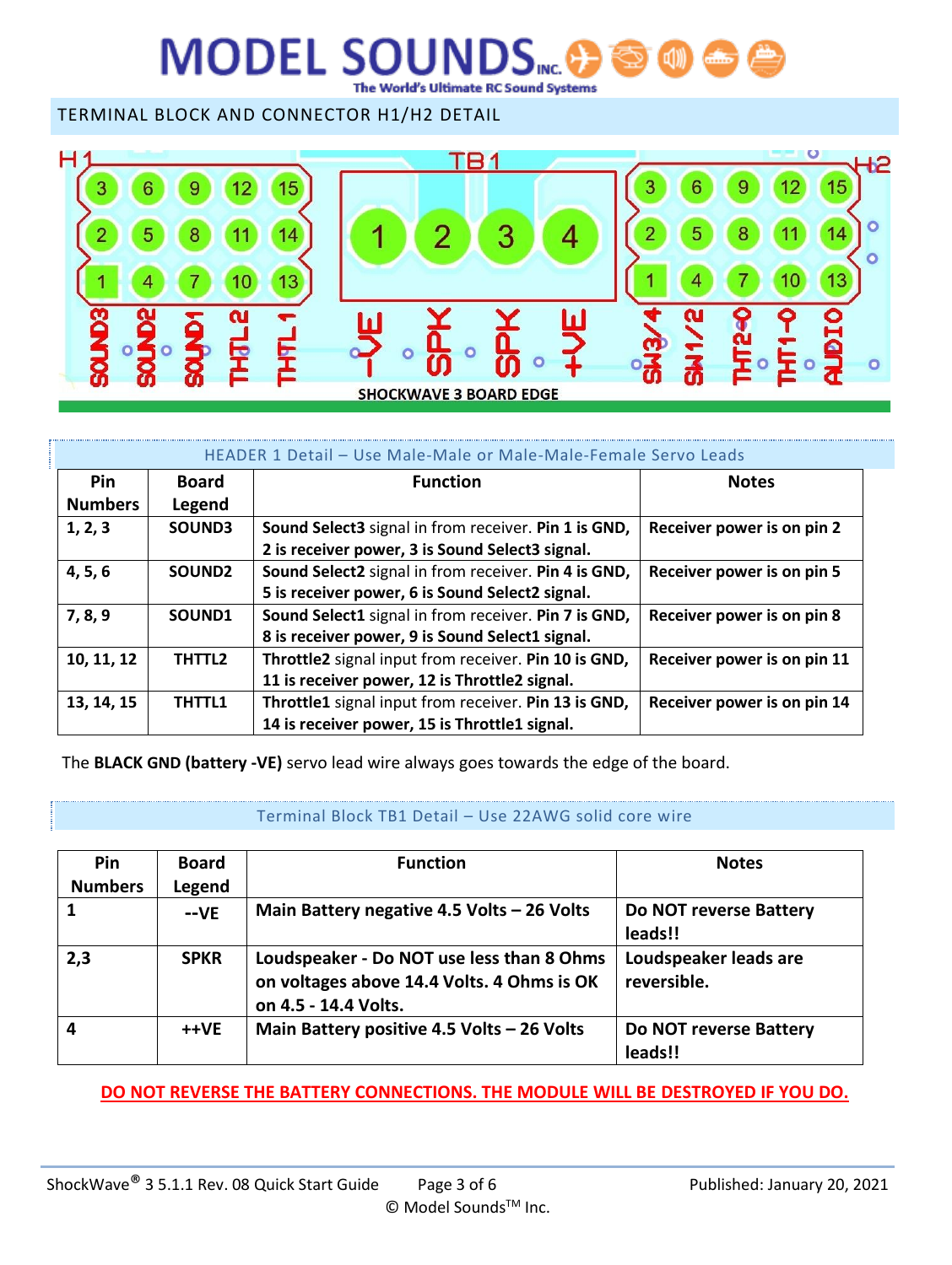## TERMINAL BLOCK AND CONNECTOR H1/H2 DETAIL

H1

| 3 | 6 | 9 | 12 | 15 |
|---|---|---|---|---|
| 2 | 5 | 8 | 11 | 14 |
| 1 | 4 | 7 | 10 | 13 |

SOUND3 SOUND2 SOUND1 THTL2 THTL1

TB1

| 1 | 2 | 3 | 4 |
|---|---|---|---|

-VE SPK SPK +VE

H2

| 3 | 6 | 9 | 12 | 15 |
|---|---|---|---|---|
| 2 | 5 | 8 | 11 | 14 |
| 1 | 4 | 7 | 10 | 13 |

SW3/4 SW1/2 THT2-O THT1-O AUDIO

SHOCKWAVE 3 BOARD EDGE

### HEADER 1 Detail – Use Male-Male or Male-Male-Female Servo Leads

| Pin Numbers | Board Legend | Function | Notes |
|---|---|---|---|
| 1, 2, 3 | SOUND3 | **Sound Select3** signal in from receiver. **Pin 1 is GND, 2 is receiver power, 3 is Sound Select3 signal.** | **Receiver power is on pin 2** |
| 4, 5, 6 | SOUND2 | **Sound Select2** signal in from receiver. **Pin 4 is GND, 5 is receiver power, 6 is Sound Select2 signal.** | **Receiver power is on pin 5** |
| 7, 8, 9 | SOUND1 | **Sound Select1** signal in from receiver. **Pin 7 is GND, 8 is receiver power, 9 is Sound Select1 signal.** | **Receiver power is on pin 8** |
| 10, 11, 12 | THTTL2 | **Throttle2** signal input from receiver. **Pin 10 is GND, 11 is receiver power, 12 is Throttle2 signal.** | **Receiver power is on pin 11** |
| 13, 14, 15 | THTTL1 | **Throttle1** signal input from receiver. **Pin 13 is GND, 14 is receiver power, 15 is Throttle1 signal.** | **Receiver power is on pin 14** |

The **BLACK GND (battery -VE)** servo lead wire always goes towards the edge of the board.

### Terminal Block TB1 Detail – Use 22AWG solid core wire

| Pin Numbers | Board Legend | Function | Notes |
|---|---|---|---|
| 1 | --VE | **Main Battery negative 4.5 Volts – 26 Volts** | **Do NOT reverse Battery leads!!** |
| 2,3 | SPKR | **Loudspeaker - Do NOT use less than 8 Ohms on voltages above 14.4 Volts. 4 Ohms is OK on 4.5 - 14.4 Volts.** | **Loudspeaker leads are reversible.** |
| 4 | ++VE | **Main Battery positive 4.5 Volts – 26 Volts** | **Do NOT reverse Battery leads!!** |

**DO NOT REVERSE THE BATTERY CONNECTIONS. THE MODULE WILL BE DESTROYED IF YOU DO.**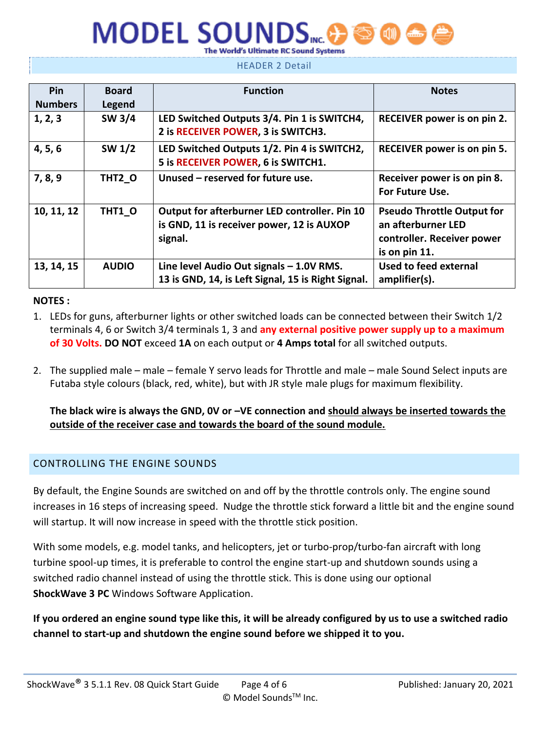## HEADER 2 Detail

| Pin Numbers | Board Legend | Function | Notes |
|---|---|---|---|
| **1, 2, 3** | **SW 3/4** | **LED Switched Outputs 3/4. Pin 1 is SWITCH4, 2 is RECEIVER POWER, 3 is SWITCH3.** | **RECEIVER power is on pin 2.** |
| **4, 5, 6** | **SW 1/2** | **LED Switched Outputs 1/2. Pin 4 is SWITCH2, 5 is RECEIVER POWER, 6 is SWITCH1.** | **RECEIVER power is on pin 5.** |
| **7, 8, 9** | **THT2_O** | **Unused – reserved for future use.** | **Receiver power is on pin 8. For Future Use.** |
| **10, 11, 12** | **THT1_O** | **Output for afterburner LED controller. Pin 10 is GND, 11 is receiver power, 12 is AUXOP signal.** | **Pseudo Throttle Output for an afterburner LED controller. Receiver power is on pin 11.** |
| **13, 14, 15** | **AUDIO** | **Line level Audio Out signals – 1.0V RMS. 13 is GND, 14, is Left Signal, 15 is Right Signal.** | **Used to feed external amplifier(s).** |

**NOTES :**

1. LEDs for guns, afterburner lights or other switched loads can be connected between their Switch 1/2 terminals 4, 6 or Switch 3/4 terminals 1, 3 and **any external positive power supply up to a maximum of 30 Volts. DO NOT** exceed **1A** on each output or **4 Amps total** for all switched outputs.

2. The supplied male – male – female Y servo leads for Throttle and male – male Sound Select inputs are Futaba style colours (black, red, white), but with JR style male plugs for maximum flexibility.

   **The black wire is always the GND, 0V or –VE connection and <u>should always be inserted towards the outside of the receiver case and towards the board of the sound module.</u>**

## CONTROLLING THE ENGINE SOUNDS

By default, the Engine Sounds are switched on and off by the throttle controls only. The engine sound increases in 16 steps of increasing speed. Nudge the throttle stick forward a little bit and the engine sound will startup. It will now increase in speed with the throttle stick position.

With some models, e.g. model tanks, and helicopters, jet or turbo-prop/turbo-fan aircraft with long turbine spool-up times, it is preferable to control the engine start-up and shutdown sounds using a switched radio channel instead of using the throttle stick. This is done using our optional **ShockWave 3 PC** Windows Software Application.

**If you ordered an engine sound type like this, it will be already configured by us to use a switched radio channel to start-up and shutdown the engine sound before we shipped it to you.**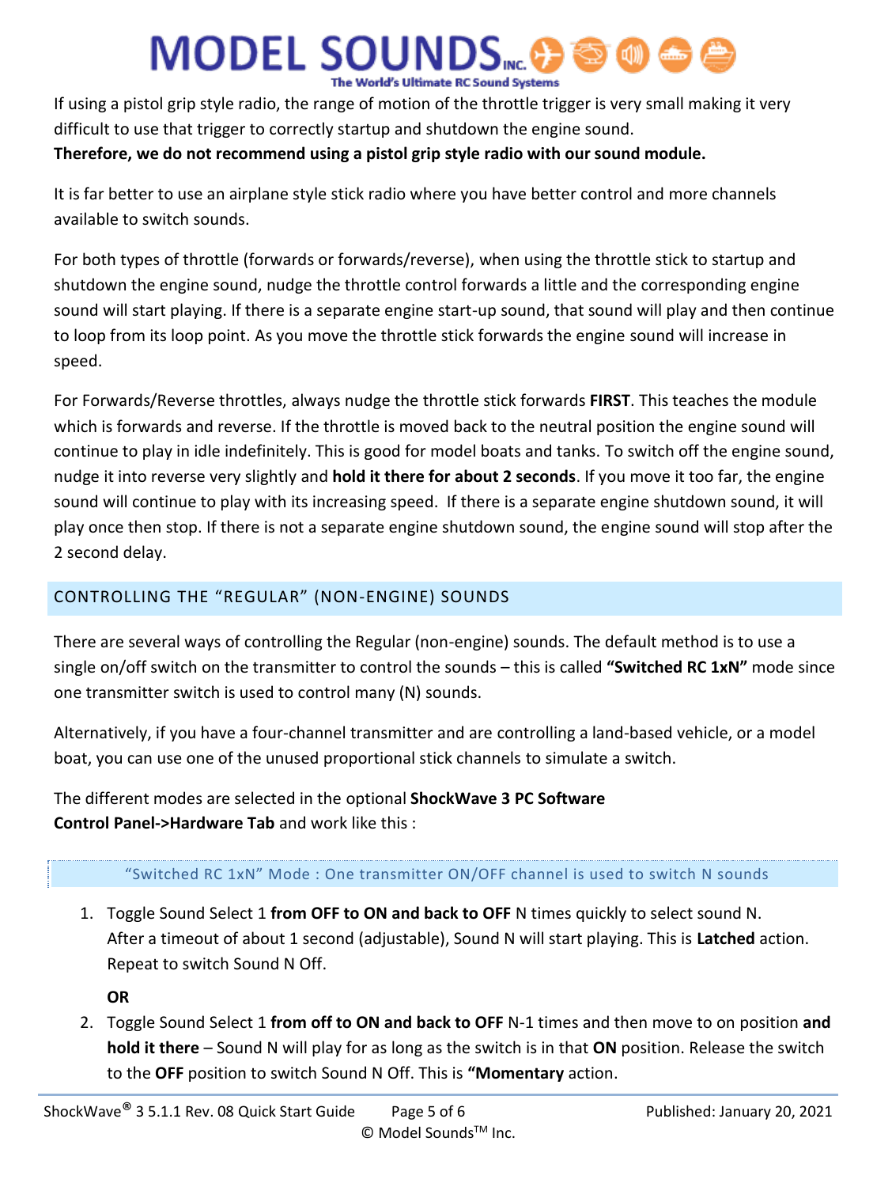If using a pistol grip style radio, the range of motion of the throttle trigger is very small making it very difficult to use that trigger to correctly startup and shutdown the engine sound.
**Therefore, we do not recommend using a pistol grip style radio with our sound module.**

It is far better to use an airplane style stick radio where you have better control and more channels available to switch sounds.

For both types of throttle (forwards or forwards/reverse), when using the throttle stick to startup and shutdown the engine sound, nudge the throttle control forwards a little and the corresponding engine sound will start playing. If there is a separate engine start-up sound, that sound will play and then continue to loop from its loop point. As you move the throttle stick forwards the engine sound will increase in speed.

For Forwards/Reverse throttles, always nudge the throttle stick forwards **FIRST**. This teaches the module which is forwards and reverse. If the throttle is moved back to the neutral position the engine sound will continue to play in idle indefinitely. This is good for model boats and tanks. To switch off the engine sound, nudge it into reverse very slightly and **hold it there for about 2 seconds**. If you move it too far, the engine sound will continue to play with its increasing speed. If there is a separate engine shutdown sound, it will play once then stop. If there is not a separate engine shutdown sound, the engine sound will stop after the 2 second delay.

## CONTROLLING THE “REGULAR” (NON-ENGINE) SOUNDS

There are several ways of controlling the Regular (non-engine) sounds. The default method is to use a single on/off switch on the transmitter to control the sounds – this is called **“Switched RC 1xN”** mode since one transmitter switch is used to control many (N) sounds.

Alternatively, if you have a four-channel transmitter and are controlling a land-based vehicle, or a model boat, you can use one of the unused proportional stick channels to simulate a switch.

The different modes are selected in the optional **ShockWave 3 PC Software Control Panel->Hardware Tab** and work like this :

### “Switched RC 1xN” Mode : One transmitter ON/OFF channel is used to switch N sounds

1. Toggle Sound Select 1 **from OFF to ON and back to OFF** N times quickly to select sound N. After a timeout of about 1 second (adjustable), Sound N will start playing. This is **Latched** action. Repeat to switch Sound N Off.

   **OR**

2. Toggle Sound Select 1 **from off to ON and back to OFF** N-1 times and then move to on position **and hold it there** – Sound N will play for as long as the switch is in that **ON** position. Release the switch to the **OFF** position to switch Sound N Off. This is **“Momentary** action.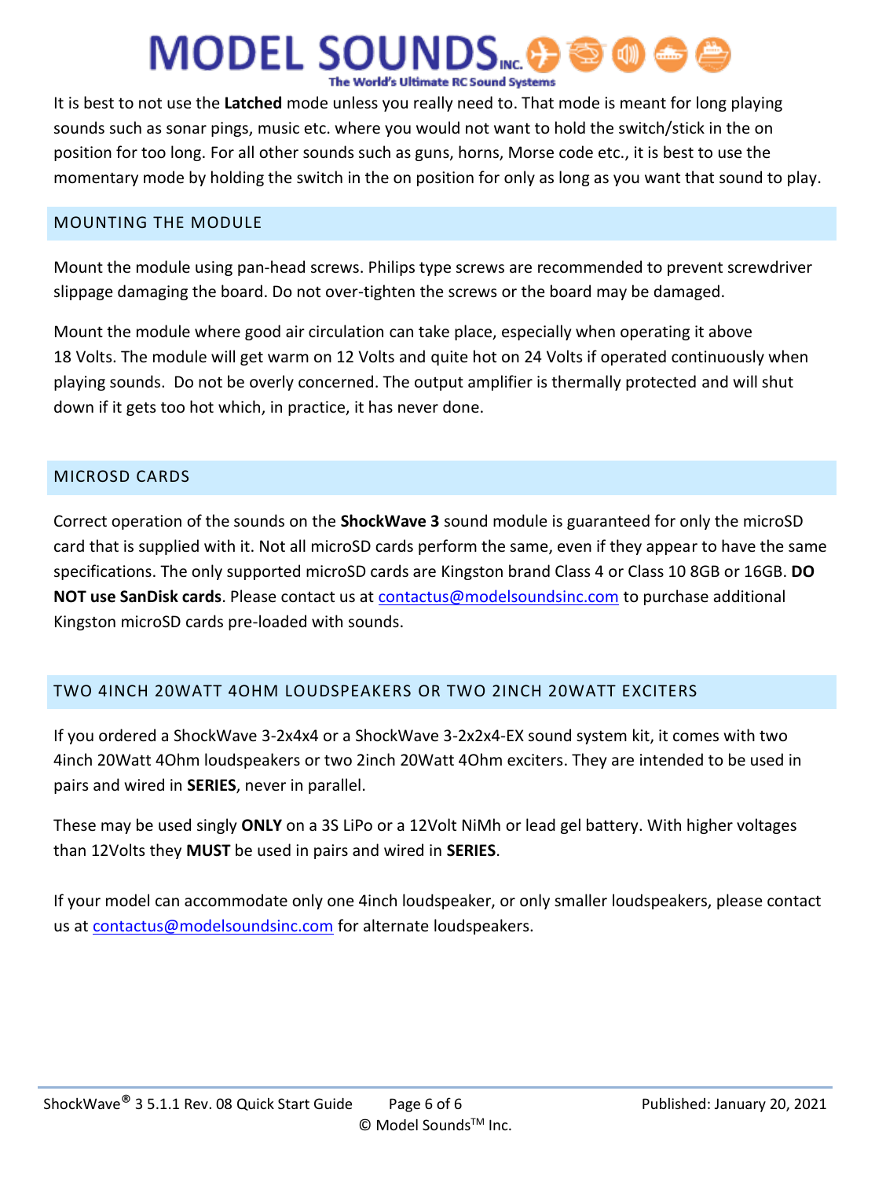It is best to not use the **Latched** mode unless you really need to. That mode is meant for long playing sounds such as sonar pings, music etc. where you would not want to hold the switch/stick in the on position for too long. For all other sounds such as guns, horns, Morse code etc., it is best to use the momentary mode by holding the switch in the on position for only as long as you want that sound to play.

## MOUNTING THE MODULE

Mount the module using pan-head screws. Philips type screws are recommended to prevent screwdriver slippage damaging the board. Do not over-tighten the screws or the board may be damaged.

Mount the module where good air circulation can take place, especially when operating it above 18 Volts. The module will get warm on 12 Volts and quite hot on 24 Volts if operated continuously when playing sounds. Do not be overly concerned. The output amplifier is thermally protected and will shut down if it gets too hot which, in practice, it has never done.

## MICROSD CARDS

Correct operation of the sounds on the **ShockWave 3** sound module is guaranteed for only the microSD card that is supplied with it. Not all microSD cards perform the same, even if they appear to have the same specifications. The only supported microSD cards are Kingston brand Class 4 or Class 10 8GB or 16GB. **DO NOT use SanDisk cards**. Please contact us at contactus@modelsoundsinc.com to purchase additional Kingston microSD cards pre-loaded with sounds.

## TWO 4INCH 20WATT 4OHM LOUDSPEAKERS OR TWO 2INCH 20WATT EXCITERS

If you ordered a ShockWave 3-2x4x4 or a ShockWave 3-2x2x4-EX sound system kit, it comes with two 4inch 20Watt 4Ohm loudspeakers or two 2inch 20Watt 4Ohm exciters. They are intended to be used in pairs and wired in **SERIES**, never in parallel.

These may be used singly **ONLY** on a 3S LiPo or a 12Volt NiMh or lead gel battery. With higher voltages than 12Volts they **MUST** be used in pairs and wired in **SERIES**.

If your model can accommodate only one 4inch loudspeaker, or only smaller loudspeakers, please contact us at contactus@modelsoundsinc.com for alternate loudspeakers.